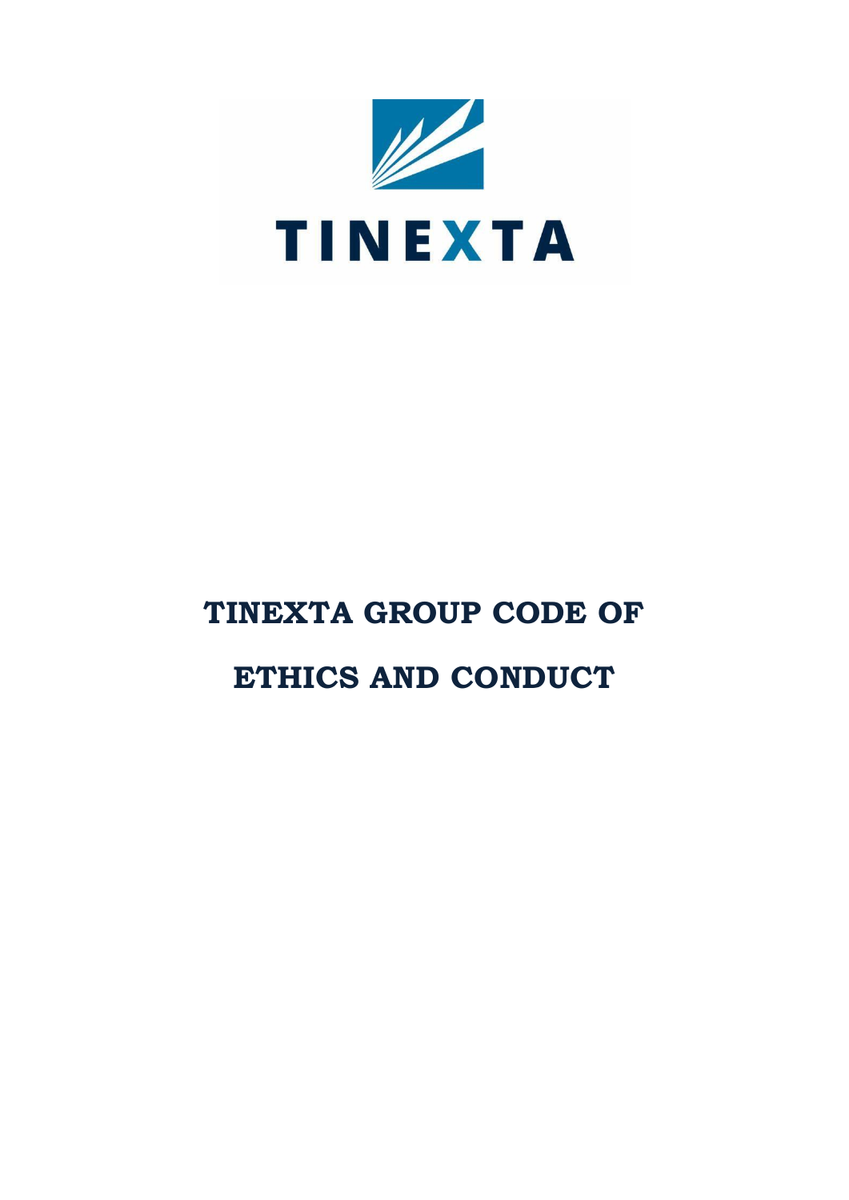TINEXTA

# TINEXTA GROUP CODE OF ETHICS AND CONDUCT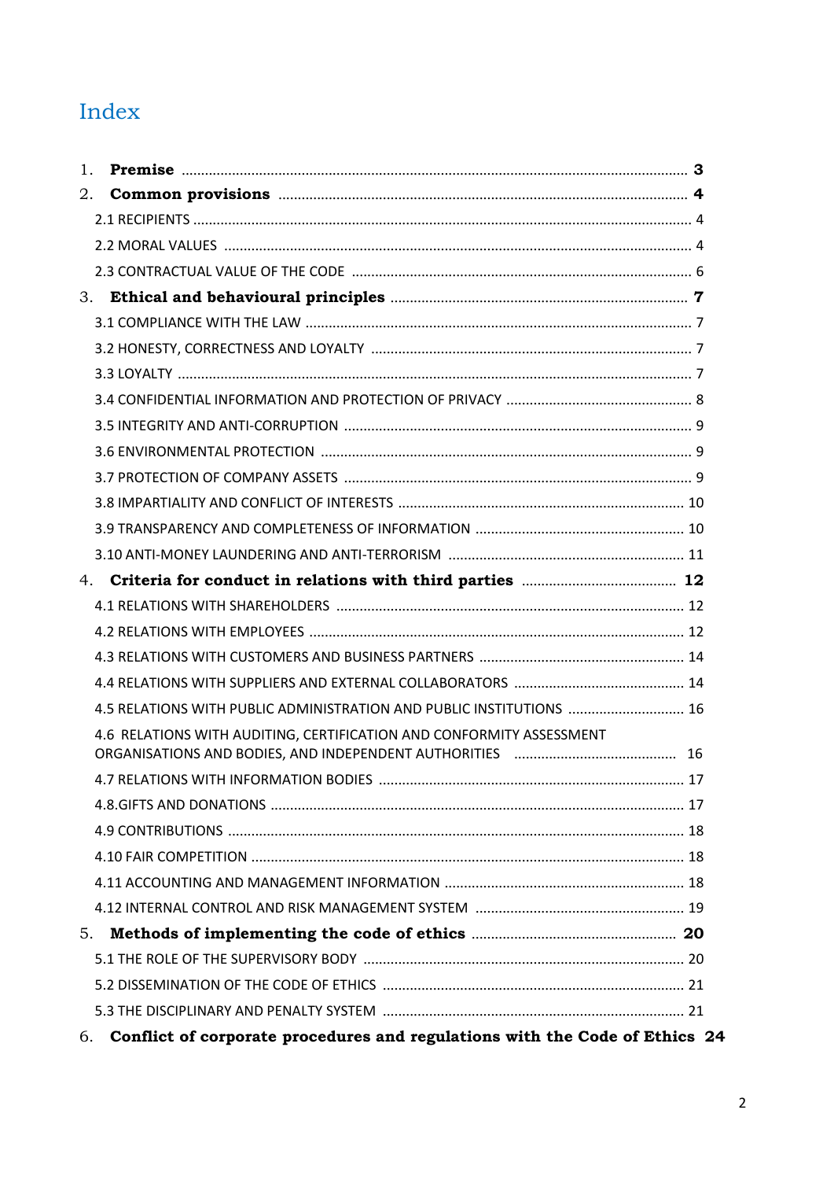# Index

1. **Premise** ............................................................ **3**
2. **Common provisions** ............................................................ **4**
   - 2.1 RECIPIENTS ............................................................ 4
   - 2.2 MORAL VALUES ............................................................ 4
   - 2.3 CONTRACTUAL VALUE OF THE CODE ............................................................ 6
3. **Ethical and behavioural principles** ............................................................ **7**
   - 3.1 COMPLIANCE WITH THE LAW ............................................................ 7
   - 3.2 HONESTY, CORRECTNESS AND LOYALTY ............................................................ 7
   - 3.3 LOYALTY ............................................................ 7
   - 3.4 CONFIDENTIAL INFORMATION AND PROTECTION OF PRIVACY ............................................................ 8
   - 3.5 INTEGRITY AND ANTI-CORRUPTION ............................................................ 9
   - 3.6 ENVIRONMENTAL PROTECTION ............................................................ 9
   - 3.7 PROTECTION OF COMPANY ASSETS ............................................................ 9
   - 3.8 IMPARTIALITY AND CONFLICT OF INTERESTS ............................................................ 10
   - 3.9 TRANSPARENCY AND COMPLETENESS OF INFORMATION ............................................................ 10
   - 3.10 ANTI-MONEY LAUNDERING AND ANTI-TERRORISM ............................................................ 11
4. **Criteria for conduct in relations with third parties** ............................................................ **12**
   - 4.1 RELATIONS WITH SHAREHOLDERS ............................................................ 12
   - 4.2 RELATIONS WITH EMPLOYEES ............................................................ 12
   - 4.3 RELATIONS WITH CUSTOMERS AND BUSINESS PARTNERS ............................................................ 14
   - 4.4 RELATIONS WITH SUPPLIERS AND EXTERNAL COLLABORATORS ............................................................ 14
   - 4.5 RELATIONS WITH PUBLIC ADMINISTRATION AND PUBLIC INSTITUTIONS ............................................................ 16
   - 4.6 RELATIONS WITH AUDITING, CERTIFICATION AND CONFORMITY ASSESSMENT ORGANISATIONS AND BODIES, AND INDEPENDENT AUTHORITIES ............................................................ 16
   - 4.7 RELATIONS WITH INFORMATION BODIES ............................................................ 17
   - 4.8.GIFTS AND DONATIONS ............................................................ 17
   - 4.9 CONTRIBUTIONS ............................................................ 18
   - 4.10 FAIR COMPETITION ............................................................ 18
   - 4.11 ACCOUNTING AND MANAGEMENT INFORMATION ............................................................ 18
   - 4.12 INTERNAL CONTROL AND RISK MANAGEMENT SYSTEM ............................................................ 19
5. **Methods of implementing the code of ethics** ............................................................ **20**
   - 5.1 THE ROLE OF THE SUPERVISORY BODY ............................................................ 20
   - 5.2 DISSEMINATION OF THE CODE OF ETHICS ............................................................ 21
   - 5.3 THE DISCIPLINARY AND PENALTY SYSTEM ............................................................ 21
6. **Conflict of corporate procedures and regulations with the Code of Ethics** **24**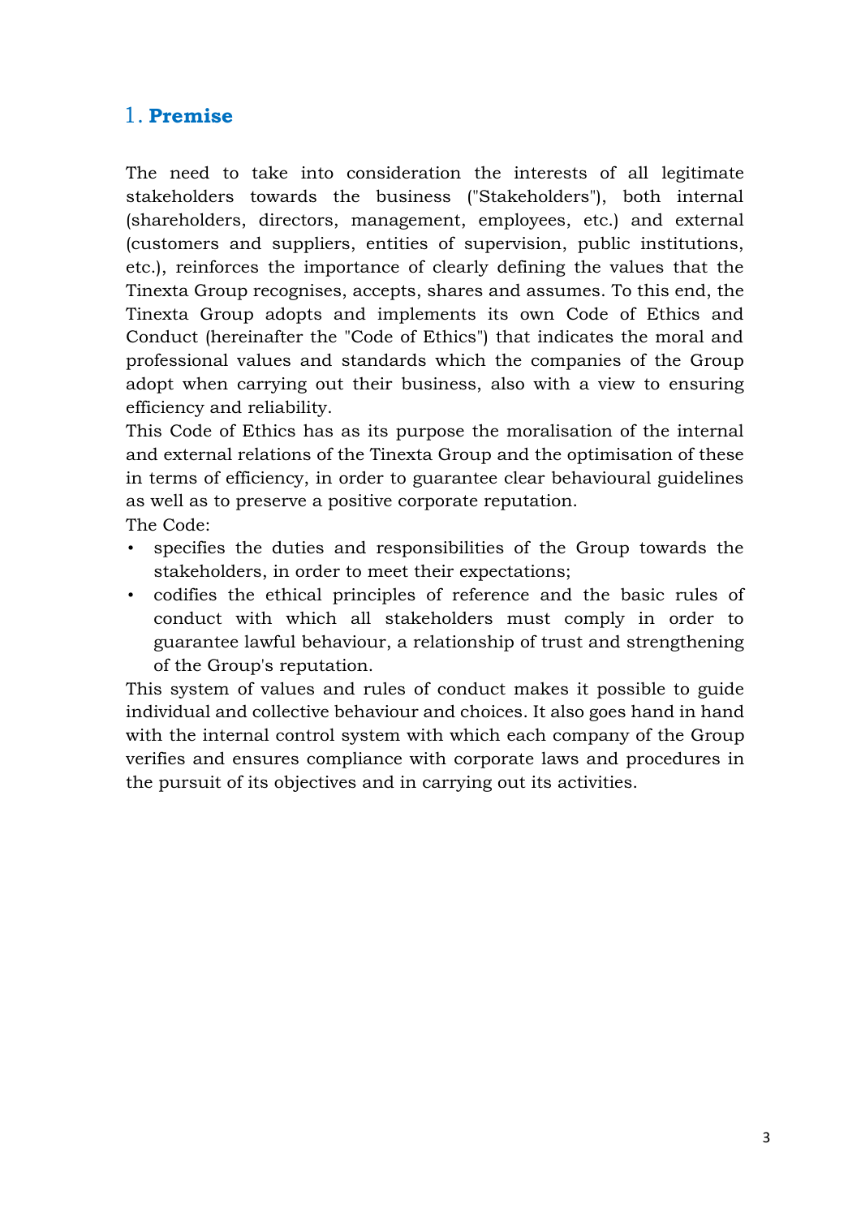# 1. **Premise**

The need to take into consideration the interests of all legitimate stakeholders towards the business ("Stakeholders"), both internal (shareholders, directors, management, employees, etc.) and external (customers and suppliers, entities of supervision, public institutions, etc.), reinforces the importance of clearly defining the values that the Tinexta Group recognises, accepts, shares and assumes. To this end, the Tinexta Group adopts and implements its own Code of Ethics and Conduct (hereinafter the "Code of Ethics") that indicates the moral and professional values and standards which the companies of the Group adopt when carrying out their business, also with a view to ensuring efficiency and reliability.

This Code of Ethics has as its purpose the moralisation of the internal and external relations of the Tinexta Group and the optimisation of these in terms of efficiency, in order to guarantee clear behavioural guidelines as well as to preserve a positive corporate reputation.

The Code:

- specifies the duties and responsibilities of the Group towards the stakeholders, in order to meet their expectations;
- codifies the ethical principles of reference and the basic rules of conduct with which all stakeholders must comply in order to guarantee lawful behaviour, a relationship of trust and strengthening of the Group's reputation.

This system of values and rules of conduct makes it possible to guide individual and collective behaviour and choices. It also goes hand in hand with the internal control system with which each company of the Group verifies and ensures compliance with corporate laws and procedures in the pursuit of its objectives and in carrying out its activities.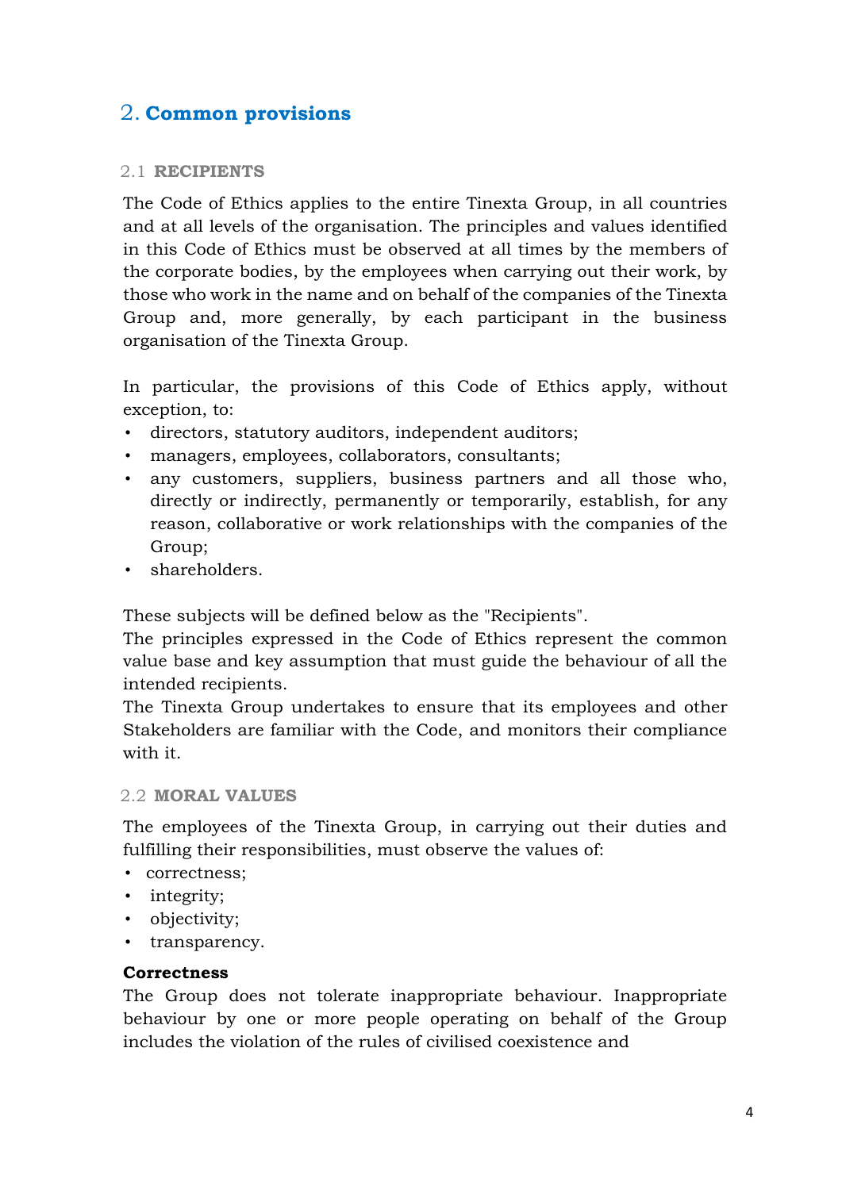## 2. Common provisions

### 2.1 RECIPIENTS

The Code of Ethics applies to the entire Tinexta Group, in all countries and at all levels of the organisation. The principles and values identified in this Code of Ethics must be observed at all times by the members of the corporate bodies, by the employees when carrying out their work, by those who work in the name and on behalf of the companies of the Tinexta Group and, more generally, by each participant in the business organisation of the Tinexta Group.

In particular, the provisions of this Code of Ethics apply, without exception, to:

- directors, statutory auditors, independent auditors;
- managers, employees, collaborators, consultants;
- any customers, suppliers, business partners and all those who, directly or indirectly, permanently or temporarily, establish, for any reason, collaborative or work relationships with the companies of the Group;
- shareholders.

These subjects will be defined below as the "Recipients".
The principles expressed in the Code of Ethics represent the common value base and key assumption that must guide the behaviour of all the intended recipients.
The Tinexta Group undertakes to ensure that its employees and other Stakeholders are familiar with the Code, and monitors their compliance with it.

### 2.2 MORAL VALUES

The employees of the Tinexta Group, in carrying out their duties and fulfilling their responsibilities, must observe the values of:

- correctness;
- integrity;
- objectivity;
- transparency.

**Correctness**
The Group does not tolerate inappropriate behaviour. Inappropriate behaviour by one or more people operating on behalf of the Group includes the violation of the rules of civilised coexistence and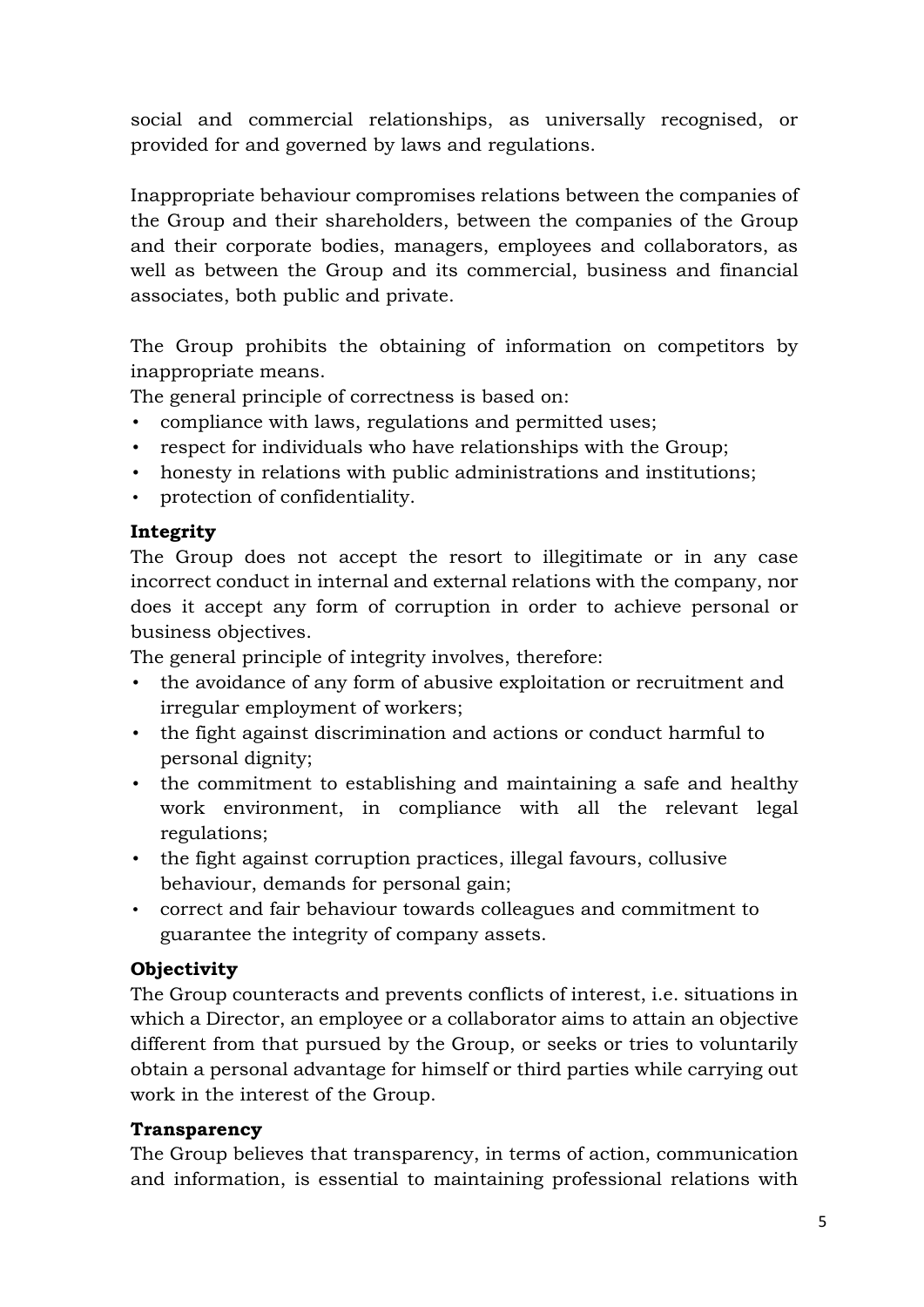social and commercial relationships, as universally recognised, or provided for and governed by laws and regulations.

Inappropriate behaviour compromises relations between the companies of the Group and their shareholders, between the companies of the Group and their corporate bodies, managers, employees and collaborators, as well as between the Group and its commercial, business and financial associates, both public and private.

The Group prohibits the obtaining of information on competitors by inappropriate means.

The general principle of correctness is based on:

- compliance with laws, regulations and permitted uses;
- respect for individuals who have relationships with the Group;
- honesty in relations with public administrations and institutions;
- protection of confidentiality.

**Integrity**

The Group does not accept the resort to illegitimate or in any case incorrect conduct in internal and external relations with the company, nor does it accept any form of corruption in order to achieve personal or business objectives.

The general principle of integrity involves, therefore:

- the avoidance of any form of abusive exploitation or recruitment and irregular employment of workers;
- the fight against discrimination and actions or conduct harmful to personal dignity;
- the commitment to establishing and maintaining a safe and healthy work environment, in compliance with all the relevant legal regulations;
- the fight against corruption practices, illegal favours, collusive behaviour, demands for personal gain;
- correct and fair behaviour towards colleagues and commitment to guarantee the integrity of company assets.

**Objectivity**

The Group counteracts and prevents conflicts of interest, i.e. situations in which a Director, an employee or a collaborator aims to attain an objective different from that pursued by the Group, or seeks or tries to voluntarily obtain a personal advantage for himself or third parties while carrying out work in the interest of the Group.

**Transparency**

The Group believes that transparency, in terms of action, communication and information, is essential to maintaining professional relations with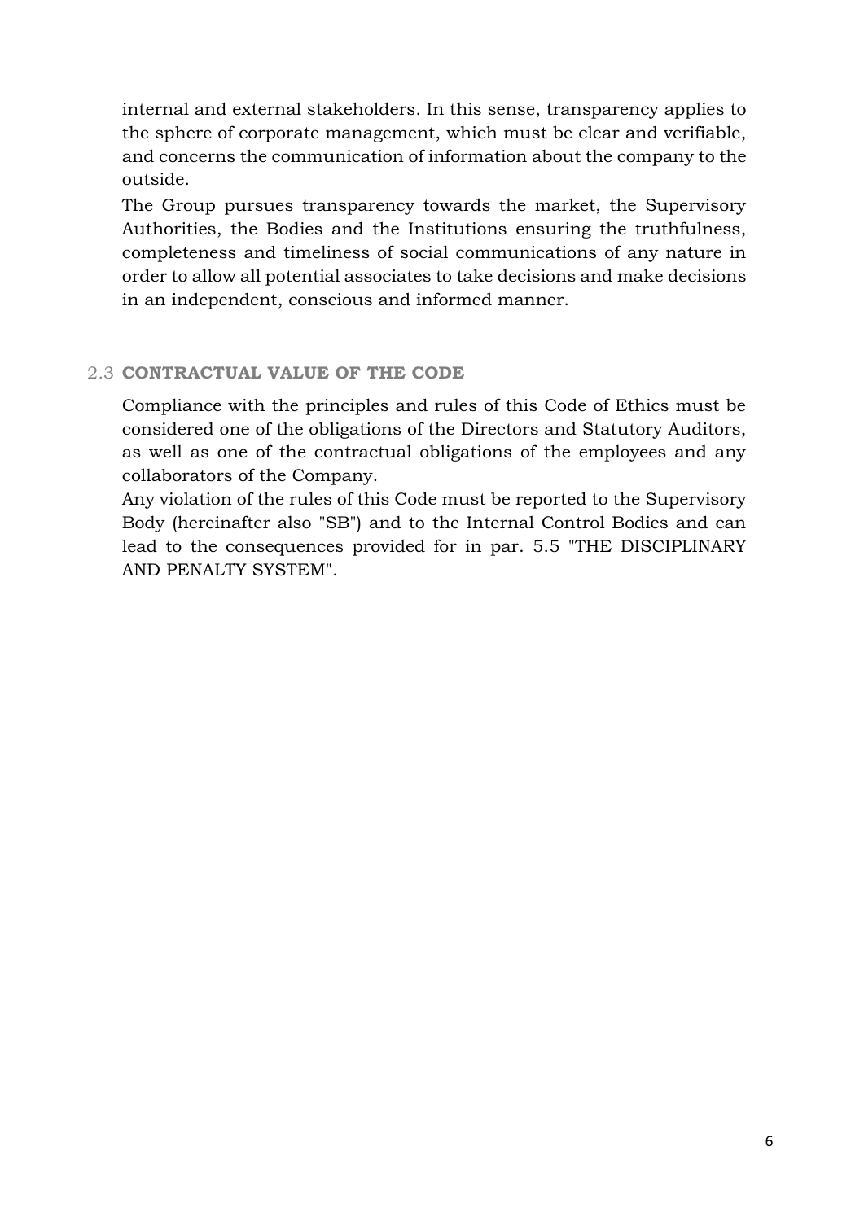internal and external stakeholders. In this sense, transparency applies to the sphere of corporate management, which must be clear and verifiable, and concerns the communication of information about the company to the outside.

The Group pursues transparency towards the market, the Supervisory Authorities, the Bodies and the Institutions ensuring the truthfulness, completeness and timeliness of social communications of any nature in order to allow all potential associates to take decisions and make decisions in an independent, conscious and informed manner.

## 2.3 CONTRACTUAL VALUE OF THE CODE

Compliance with the principles and rules of this Code of Ethics must be considered one of the obligations of the Directors and Statutory Auditors, as well as one of the contractual obligations of the employees and any collaborators of the Company.

Any violation of the rules of this Code must be reported to the Supervisory Body (hereinafter also "SB") and to the Internal Control Bodies and can lead to the consequences provided for in par. 5.5 "THE DISCIPLINARY AND PENALTY SYSTEM".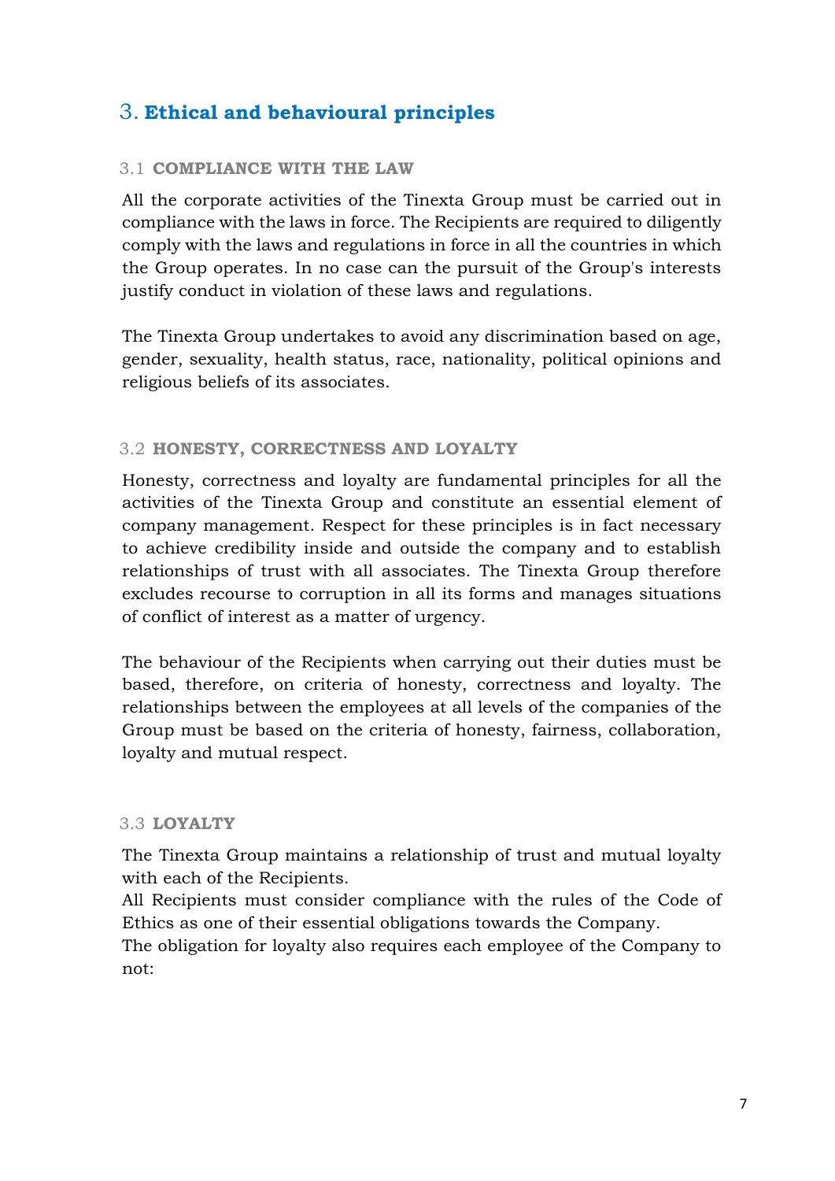# 3. Ethical and behavioural principles

## 3.1 COMPLIANCE WITH THE LAW

All the corporate activities of the Tinexta Group must be carried out in compliance with the laws in force. The Recipients are required to diligently comply with the laws and regulations in force in all the countries in which the Group operates. In no case can the pursuit of the Group's interests justify conduct in violation of these laws and regulations.

The Tinexta Group undertakes to avoid any discrimination based on age, gender, sexuality, health status, race, nationality, political opinions and religious beliefs of its associates.

## 3.2 HONESTY, CORRECTNESS AND LOYALTY

Honesty, correctness and loyalty are fundamental principles for all the activities of the Tinexta Group and constitute an essential element of company management. Respect for these principles is in fact necessary to achieve credibility inside and outside the company and to establish relationships of trust with all associates. The Tinexta Group therefore excludes recourse to corruption in all its forms and manages situations of conflict of interest as a matter of urgency.

The behaviour of the Recipients when carrying out their duties must be based, therefore, on criteria of honesty, correctness and loyalty. The relationships between the employees at all levels of the companies of the Group must be based on the criteria of honesty, fairness, collaboration, loyalty and mutual respect.

## 3.3 LOYALTY

The Tinexta Group maintains a relationship of trust and mutual loyalty with each of the Recipients.
All Recipients must consider compliance with the rules of the Code of Ethics as one of their essential obligations towards the Company.
The obligation for loyalty also requires each employee of the Company to not: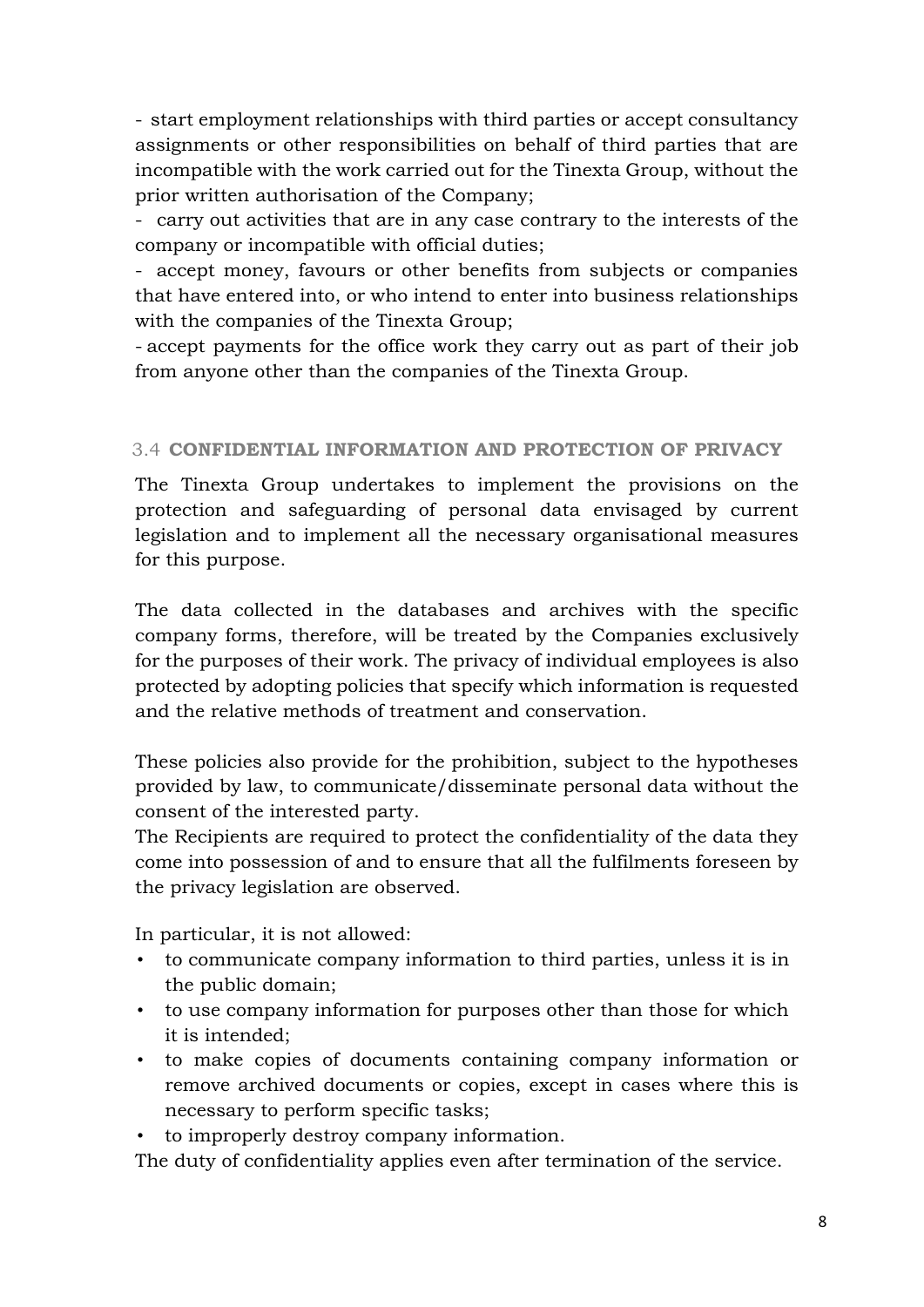- start employment relationships with third parties or accept consultancy assignments or other responsibilities on behalf of third parties that are incompatible with the work carried out for the Tinexta Group, without the prior written authorisation of the Company;

- carry out activities that are in any case contrary to the interests of the company or incompatible with official duties;

- accept money, favours or other benefits from subjects or companies that have entered into, or who intend to enter into business relationships with the companies of the Tinexta Group;

- accept payments for the office work they carry out as part of their job from anyone other than the companies of the Tinexta Group.

### 3.4 CONFIDENTIAL INFORMATION AND PROTECTION OF PRIVACY

The Tinexta Group undertakes to implement the provisions on the protection and safeguarding of personal data envisaged by current legislation and to implement all the necessary organisational measures for this purpose.

The data collected in the databases and archives with the specific company forms, therefore, will be treated by the Companies exclusively for the purposes of their work. The privacy of individual employees is also protected by adopting policies that specify which information is requested and the relative methods of treatment and conservation.

These policies also provide for the prohibition, subject to the hypotheses provided by law, to communicate/disseminate personal data without the consent of the interested party.

The Recipients are required to protect the confidentiality of the data they come into possession of and to ensure that all the fulfilments foreseen by the privacy legislation are observed.

In particular, it is not allowed:

- to communicate company information to third parties, unless it is in the public domain;
- to use company information for purposes other than those for which it is intended;
- to make copies of documents containing company information or remove archived documents or copies, except in cases where this is necessary to perform specific tasks;
- to improperly destroy company information.

The duty of confidentiality applies even after termination of the service.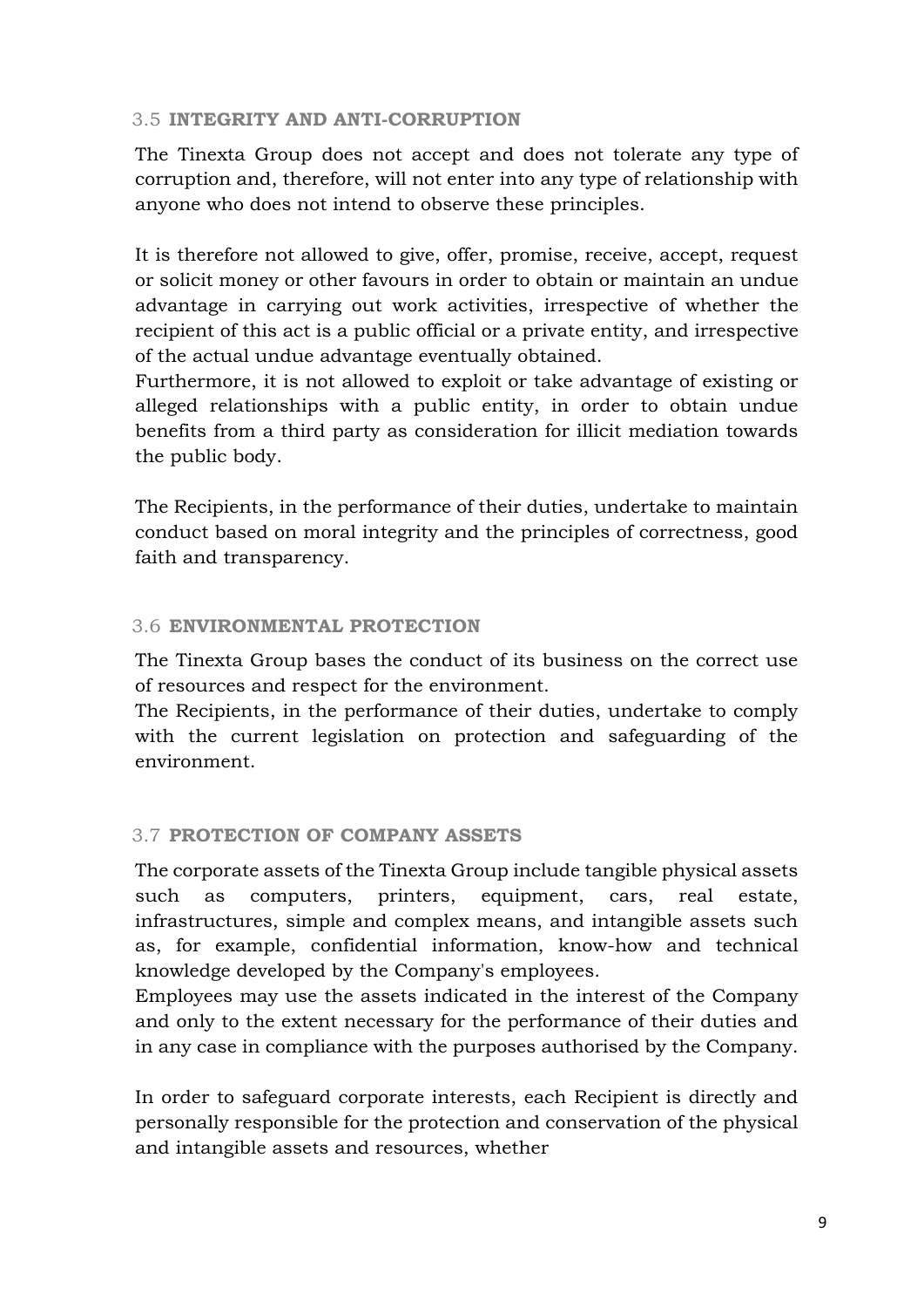### 3.5 **INTEGRITY AND ANTI-CORRUPTION**

The Tinexta Group does not accept and does not tolerate any type of corruption and, therefore, will not enter into any type of relationship with anyone who does not intend to observe these principles.

It is therefore not allowed to give, offer, promise, receive, accept, request or solicit money or other favours in order to obtain or maintain an undue advantage in carrying out work activities, irrespective of whether the recipient of this act is a public official or a private entity, and irrespective of the actual undue advantage eventually obtained.
Furthermore, it is not allowed to exploit or take advantage of existing or alleged relationships with a public entity, in order to obtain undue benefits from a third party as consideration for illicit mediation towards the public body.

The Recipients, in the performance of their duties, undertake to maintain conduct based on moral integrity and the principles of correctness, good faith and transparency.

### 3.6 **ENVIRONMENTAL PROTECTION**

The Tinexta Group bases the conduct of its business on the correct use of resources and respect for the environment.
The Recipients, in the performance of their duties, undertake to comply with the current legislation on protection and safeguarding of the environment.

### 3.7 **PROTECTION OF COMPANY ASSETS**

The corporate assets of the Tinexta Group include tangible physical assets such as computers, printers, equipment, cars, real estate, infrastructures, simple and complex means, and intangible assets such as, for example, confidential information, know-how and technical knowledge developed by the Company's employees.
Employees may use the assets indicated in the interest of the Company and only to the extent necessary for the performance of their duties and in any case in compliance with the purposes authorised by the Company.

In order to safeguard corporate interests, each Recipient is directly and personally responsible for the protection and conservation of the physical and intangible assets and resources, whether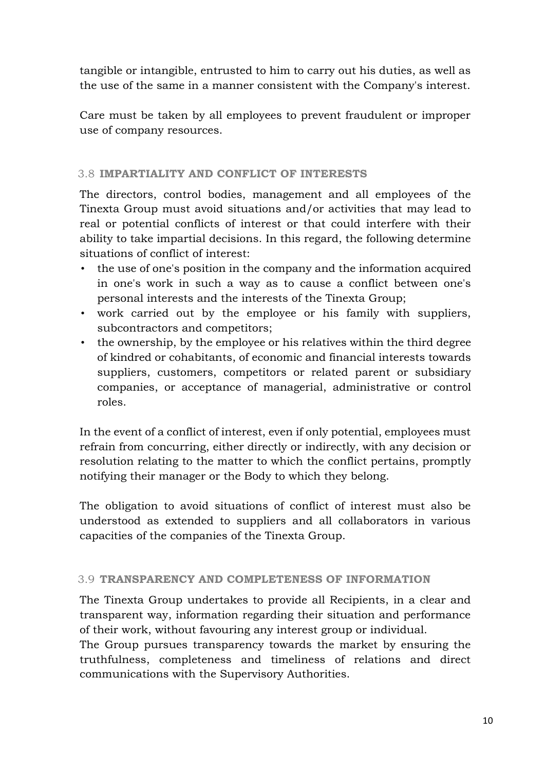tangible or intangible, entrusted to him to carry out his duties, as well as the use of the same in a manner consistent with the Company's interest.

Care must be taken by all employees to prevent fraudulent or improper use of company resources.

### 3.8 IMPARTIALITY AND CONFLICT OF INTERESTS

The directors, control bodies, management and all employees of the Tinexta Group must avoid situations and/or activities that may lead to real or potential conflicts of interest or that could interfere with their ability to take impartial decisions. In this regard, the following determine situations of conflict of interest:

- the use of one's position in the company and the information acquired in one's work in such a way as to cause a conflict between one's personal interests and the interests of the Tinexta Group;
- work carried out by the employee or his family with suppliers, subcontractors and competitors;
- the ownership, by the employee or his relatives within the third degree of kindred or cohabitants, of economic and financial interests towards suppliers, customers, competitors or related parent or subsidiary companies, or acceptance of managerial, administrative or control roles.

In the event of a conflict of interest, even if only potential, employees must refrain from concurring, either directly or indirectly, with any decision or resolution relating to the matter to which the conflict pertains, promptly notifying their manager or the Body to which they belong.

The obligation to avoid situations of conflict of interest must also be understood as extended to suppliers and all collaborators in various capacities of the companies of the Tinexta Group.

### 3.9 TRANSPARENCY AND COMPLETENESS OF INFORMATION

The Tinexta Group undertakes to provide all Recipients, in a clear and transparent way, information regarding their situation and performance of their work, without favouring any interest group or individual.
The Group pursues transparency towards the market by ensuring the truthfulness, completeness and timeliness of relations and direct communications with the Supervisory Authorities.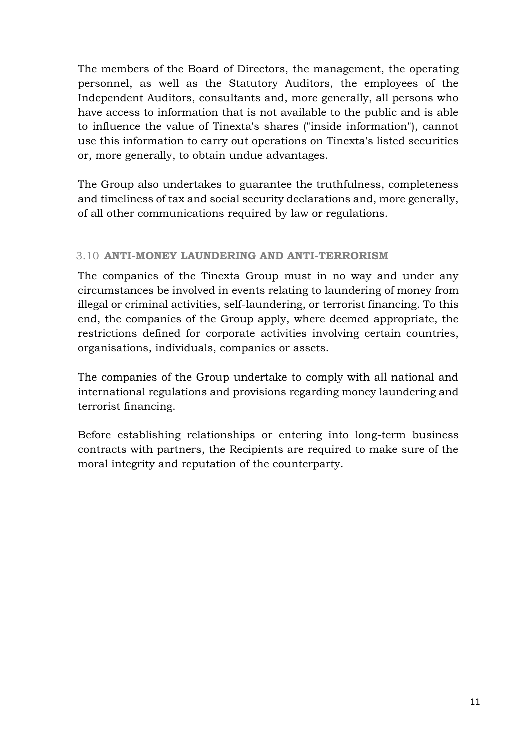The members of the Board of Directors, the management, the operating personnel, as well as the Statutory Auditors, the employees of the Independent Auditors, consultants and, more generally, all persons who have access to information that is not available to the public and is able to influence the value of Tinexta's shares ("inside information"), cannot use this information to carry out operations on Tinexta's listed securities or, more generally, to obtain undue advantages.

The Group also undertakes to guarantee the truthfulness, completeness and timeliness of tax and social security declarations and, more generally, of all other communications required by law or regulations.

### 3.10 **ANTI-MONEY LAUNDERING AND ANTI-TERRORISM**

The companies of the Tinexta Group must in no way and under any circumstances be involved in events relating to laundering of money from illegal or criminal activities, self-laundering, or terrorist financing. To this end, the companies of the Group apply, where deemed appropriate, the restrictions defined for corporate activities involving certain countries, organisations, individuals, companies or assets.

The companies of the Group undertake to comply with all national and international regulations and provisions regarding money laundering and terrorist financing.

Before establishing relationships or entering into long-term business contracts with partners, the Recipients are required to make sure of the moral integrity and reputation of the counterparty.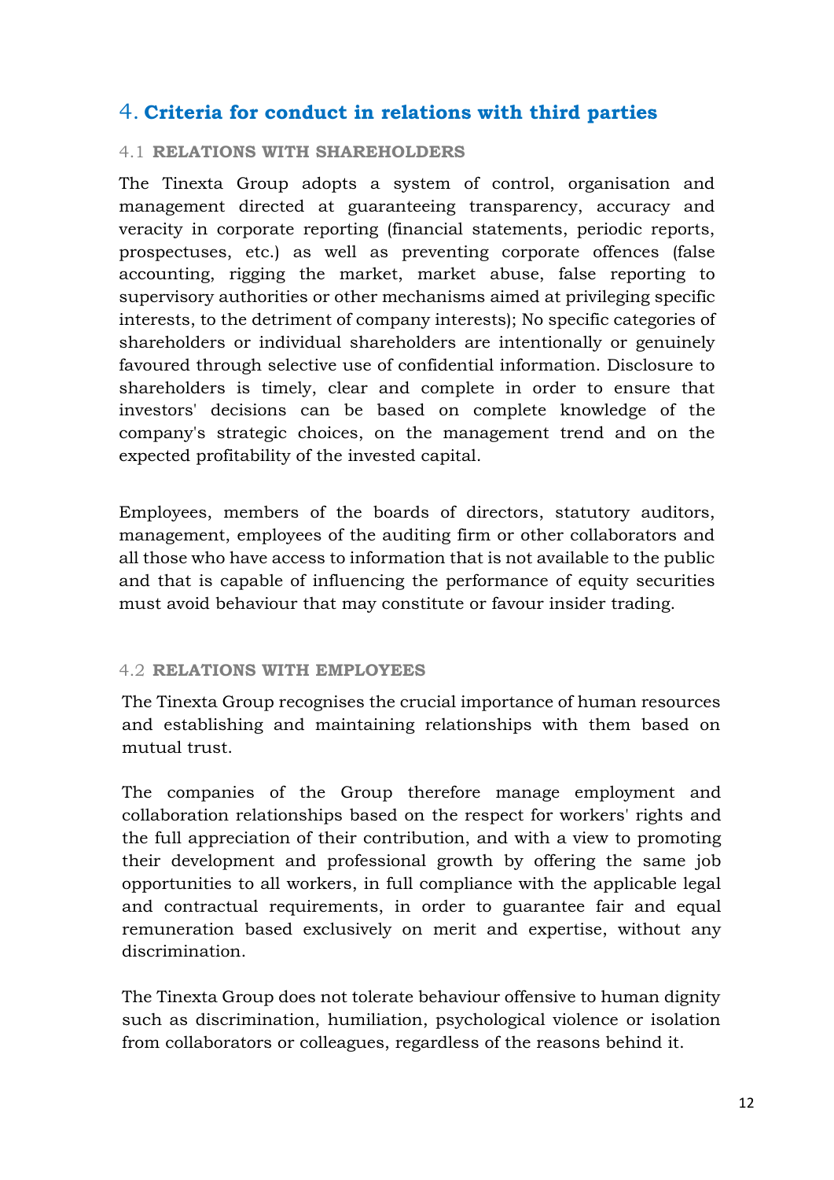# 4. Criteria for conduct in relations with third parties

## 4.1 RELATIONS WITH SHAREHOLDERS

The Tinexta Group adopts a system of control, organisation and management directed at guaranteeing transparency, accuracy and veracity in corporate reporting (financial statements, periodic reports, prospectuses, etc.) as well as preventing corporate offences (false accounting, rigging the market, market abuse, false reporting to supervisory authorities or other mechanisms aimed at privileging specific interests, to the detriment of company interests); No specific categories of shareholders or individual shareholders are intentionally or genuinely favoured through selective use of confidential information. Disclosure to shareholders is timely, clear and complete in order to ensure that investors' decisions can be based on complete knowledge of the company's strategic choices, on the management trend and on the expected profitability of the invested capital.

Employees, members of the boards of directors, statutory auditors, management, employees of the auditing firm or other collaborators and all those who have access to information that is not available to the public and that is capable of influencing the performance of equity securities must avoid behaviour that may constitute or favour insider trading.

## 4.2 RELATIONS WITH EMPLOYEES

The Tinexta Group recognises the crucial importance of human resources and establishing and maintaining relationships with them based on mutual trust.

The companies of the Group therefore manage employment and collaboration relationships based on the respect for workers' rights and the full appreciation of their contribution, and with a view to promoting their development and professional growth by offering the same job opportunities to all workers, in full compliance with the applicable legal and contractual requirements, in order to guarantee fair and equal remuneration based exclusively on merit and expertise, without any discrimination.

The Tinexta Group does not tolerate behaviour offensive to human dignity such as discrimination, humiliation, psychological violence or isolation from collaborators or colleagues, regardless of the reasons behind it.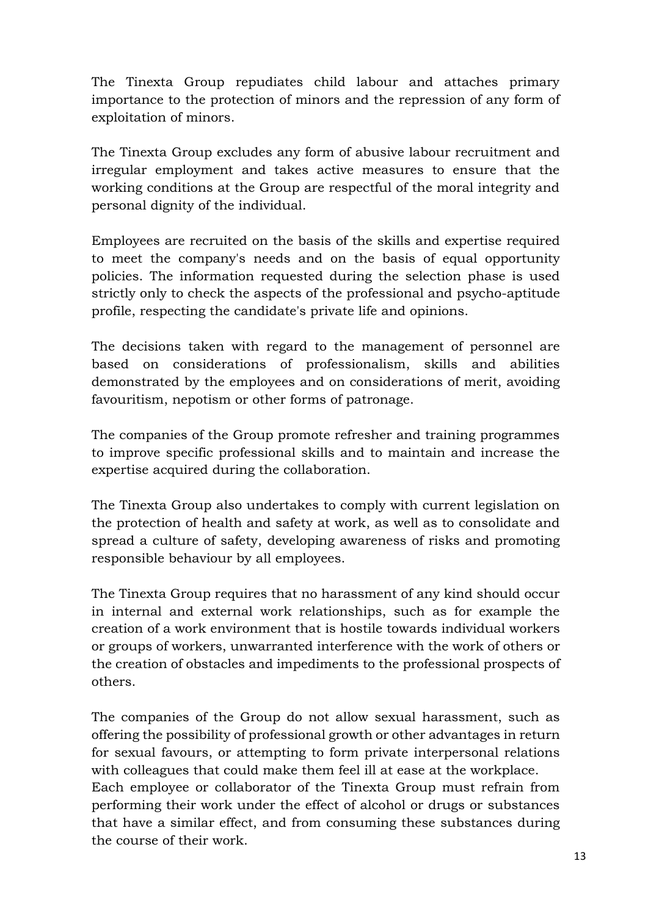The Tinexta Group repudiates child labour and attaches primary importance to the protection of minors and the repression of any form of exploitation of minors.

The Tinexta Group excludes any form of abusive labour recruitment and irregular employment and takes active measures to ensure that the working conditions at the Group are respectful of the moral integrity and personal dignity of the individual.

Employees are recruited on the basis of the skills and expertise required to meet the company's needs and on the basis of equal opportunity policies. The information requested during the selection phase is used strictly only to check the aspects of the professional and psycho-aptitude profile, respecting the candidate's private life and opinions.

The decisions taken with regard to the management of personnel are based on considerations of professionalism, skills and abilities demonstrated by the employees and on considerations of merit, avoiding favouritism, nepotism or other forms of patronage.

The companies of the Group promote refresher and training programmes to improve specific professional skills and to maintain and increase the expertise acquired during the collaboration.

The Tinexta Group also undertakes to comply with current legislation on the protection of health and safety at work, as well as to consolidate and spread a culture of safety, developing awareness of risks and promoting responsible behaviour by all employees.

The Tinexta Group requires that no harassment of any kind should occur in internal and external work relationships, such as for example the creation of a work environment that is hostile towards individual workers or groups of workers, unwarranted interference with the work of others or the creation of obstacles and impediments to the professional prospects of others.

The companies of the Group do not allow sexual harassment, such as offering the possibility of professional growth or other advantages in return for sexual favours, or attempting to form private interpersonal relations with colleagues that could make them feel ill at ease at the workplace.
Each employee or collaborator of the Tinexta Group must refrain from performing their work under the effect of alcohol or drugs or substances that have a similar effect, and from consuming these substances during the course of their work.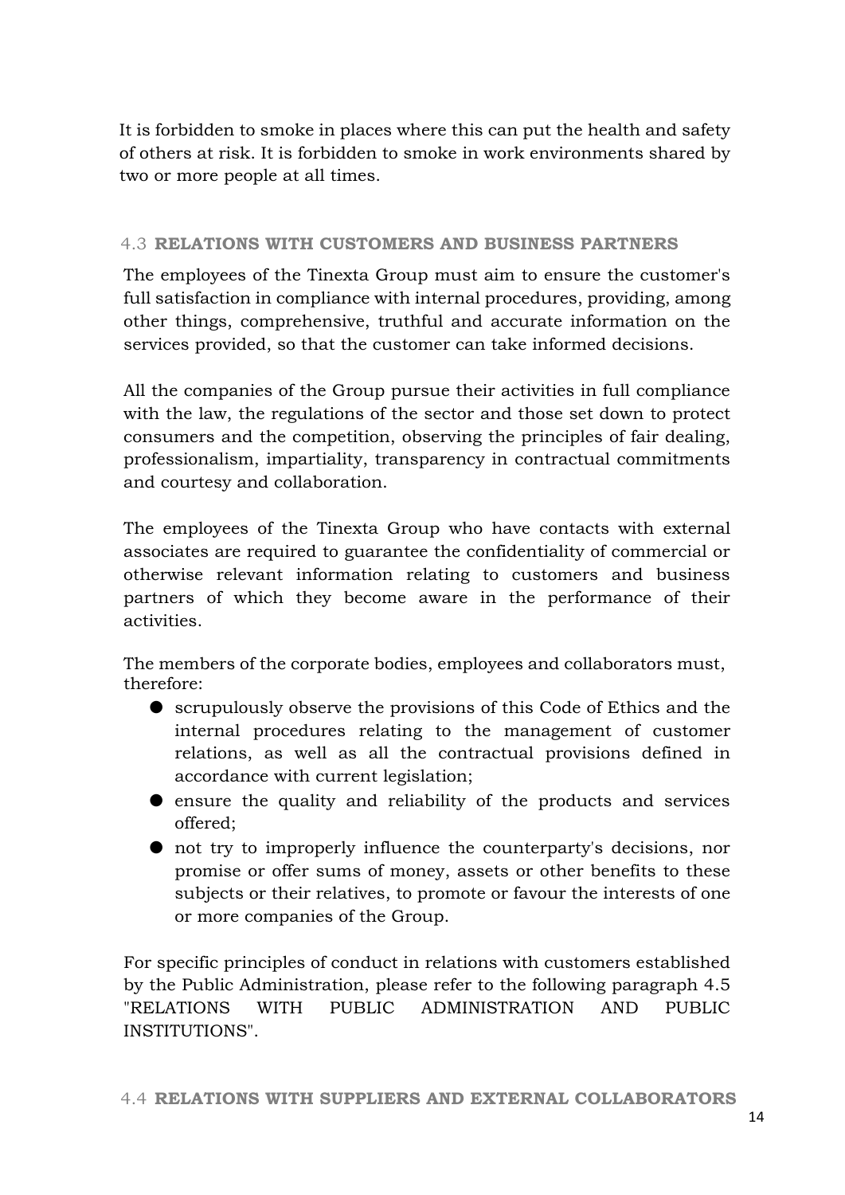It is forbidden to smoke in places where this can put the health and safety of others at risk. It is forbidden to smoke in work environments shared by two or more people at all times.

### 4.3 **RELATIONS WITH CUSTOMERS AND BUSINESS PARTNERS**

The employees of the Tinexta Group must aim to ensure the customer's full satisfaction in compliance with internal procedures, providing, among other things, comprehensive, truthful and accurate information on the services provided, so that the customer can take informed decisions.

All the companies of the Group pursue their activities in full compliance with the law, the regulations of the sector and those set down to protect consumers and the competition, observing the principles of fair dealing, professionalism, impartiality, transparency in contractual commitments and courtesy and collaboration.

The employees of the Tinexta Group who have contacts with external associates are required to guarantee the confidentiality of commercial or otherwise relevant information relating to customers and business partners of which they become aware in the performance of their activities.

The members of the corporate bodies, employees and collaborators must, therefore:

- scrupulously observe the provisions of this Code of Ethics and the internal procedures relating to the management of customer relations, as well as all the contractual provisions defined in accordance with current legislation;
- ensure the quality and reliability of the products and services offered;
- not try to improperly influence the counterparty's decisions, nor promise or offer sums of money, assets or other benefits to these subjects or their relatives, to promote or favour the interests of one or more companies of the Group.

For specific principles of conduct in relations with customers established by the Public Administration, please refer to the following paragraph 4.5 "RELATIONS WITH PUBLIC ADMINISTRATION AND PUBLIC INSTITUTIONS".

### 4.4 **RELATIONS WITH SUPPLIERS AND EXTERNAL COLLABORATORS**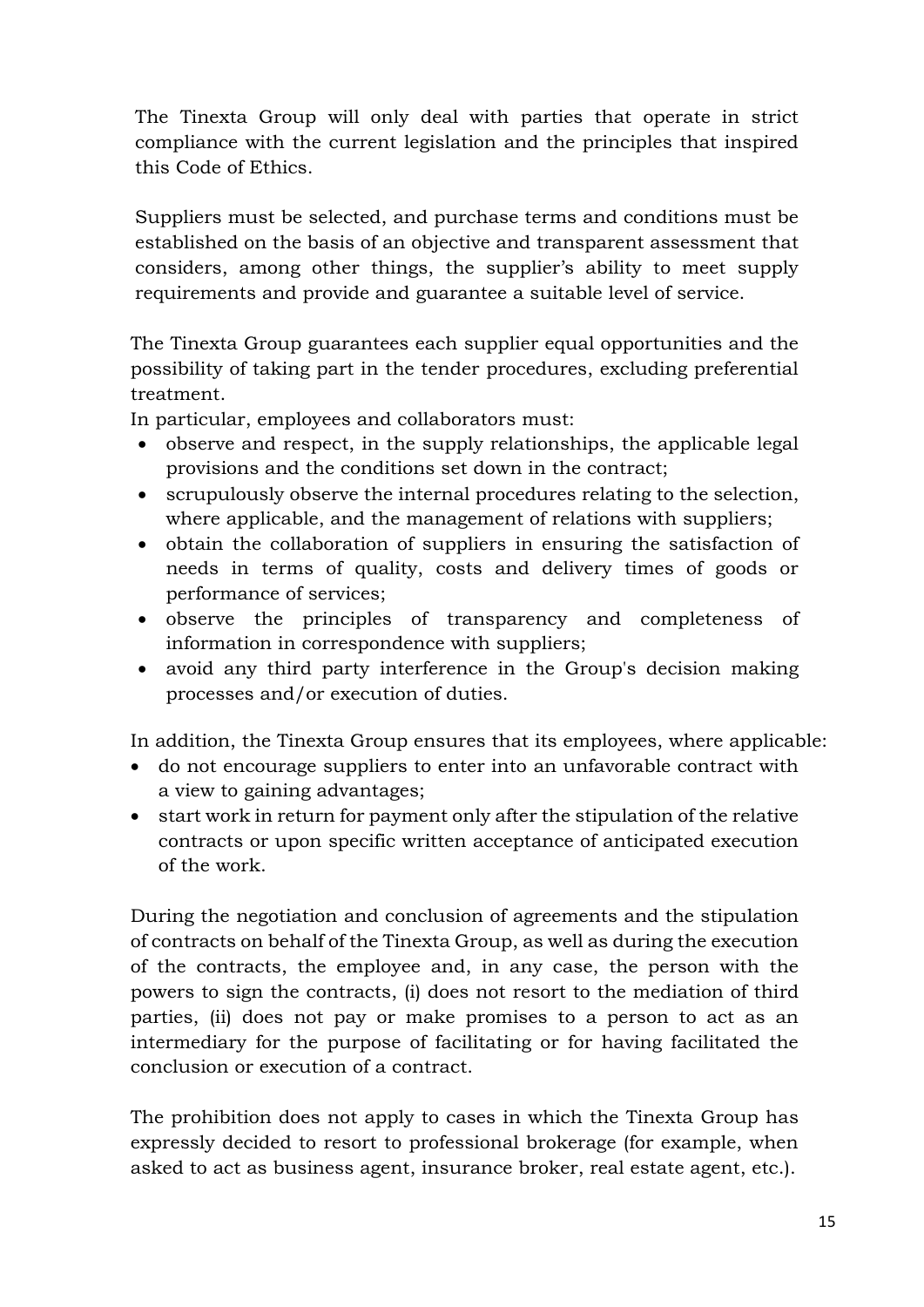The Tinexta Group will only deal with parties that operate in strict compliance with the current legislation and the principles that inspired this Code of Ethics.

Suppliers must be selected, and purchase terms and conditions must be established on the basis of an objective and transparent assessment that considers, among other things, the supplier's ability to meet supply requirements and provide and guarantee a suitable level of service.

The Tinexta Group guarantees each supplier equal opportunities and the possibility of taking part in the tender procedures, excluding preferential treatment.

In particular, employees and collaborators must:

- observe and respect, in the supply relationships, the applicable legal provisions and the conditions set down in the contract;
- scrupulously observe the internal procedures relating to the selection, where applicable, and the management of relations with suppliers;
- obtain the collaboration of suppliers in ensuring the satisfaction of needs in terms of quality, costs and delivery times of goods or performance of services;
- observe the principles of transparency and completeness of information in correspondence with suppliers;
- avoid any third party interference in the Group's decision making processes and/or execution of duties.

In addition, the Tinexta Group ensures that its employees, where applicable:

- do not encourage suppliers to enter into an unfavorable contract with a view to gaining advantages;
- start work in return for payment only after the stipulation of the relative contracts or upon specific written acceptance of anticipated execution of the work.

During the negotiation and conclusion of agreements and the stipulation of contracts on behalf of the Tinexta Group, as well as during the execution of the contracts, the employee and, in any case, the person with the powers to sign the contracts, (i) does not resort to the mediation of third parties, (ii) does not pay or make promises to a person to act as an intermediary for the purpose of facilitating or for having facilitated the conclusion or execution of a contract.

The prohibition does not apply to cases in which the Tinexta Group has expressly decided to resort to professional brokerage (for example, when asked to act as business agent, insurance broker, real estate agent, etc.).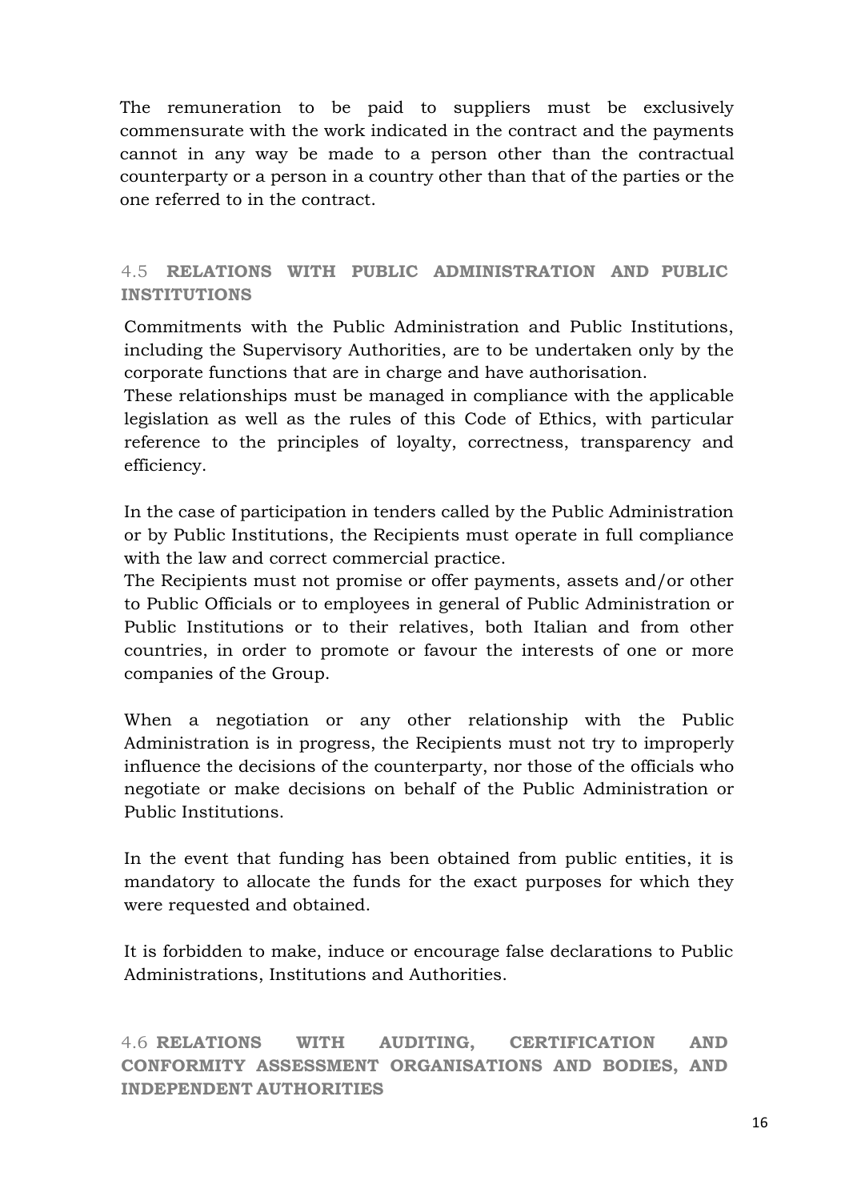The remuneration to be paid to suppliers must be exclusively commensurate with the work indicated in the contract and the payments cannot in any way be made to a person other than the contractual counterparty or a person in a country other than that of the parties or the one referred to in the contract.

### 4.5 **RELATIONS WITH PUBLIC ADMINISTRATION AND PUBLIC INSTITUTIONS**

Commitments with the Public Administration and Public Institutions, including the Supervisory Authorities, are to be undertaken only by the corporate functions that are in charge and have authorisation.
These relationships must be managed in compliance with the applicable legislation as well as the rules of this Code of Ethics, with particular reference to the principles of loyalty, correctness, transparency and efficiency.

In the case of participation in tenders called by the Public Administration or by Public Institutions, the Recipients must operate in full compliance with the law and correct commercial practice.
The Recipients must not promise or offer payments, assets and/or other to Public Officials or to employees in general of Public Administration or Public Institutions or to their relatives, both Italian and from other countries, in order to promote or favour the interests of one or more companies of the Group.

When a negotiation or any other relationship with the Public Administration is in progress, the Recipients must not try to improperly influence the decisions of the counterparty, nor those of the officials who negotiate or make decisions on behalf of the Public Administration or Public Institutions.

In the event that funding has been obtained from public entities, it is mandatory to allocate the funds for the exact purposes for which they were requested and obtained.

It is forbidden to make, induce or encourage false declarations to Public Administrations, Institutions and Authorities.

### 4.6 **RELATIONS WITH AUDITING, CERTIFICATION AND CONFORMITY ASSESSMENT ORGANISATIONS AND BODIES, AND INDEPENDENT AUTHORITIES**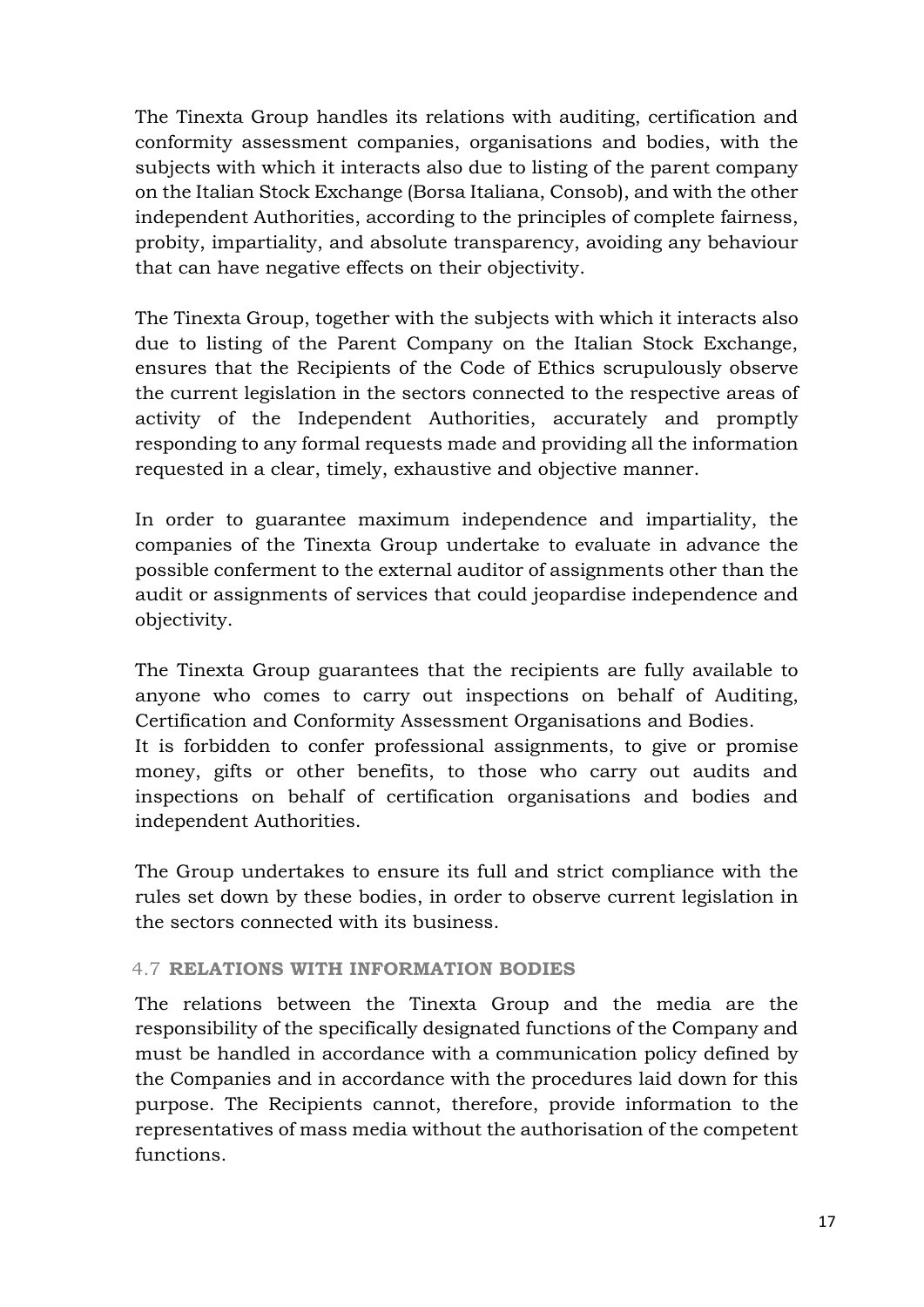The Tinexta Group handles its relations with auditing, certification and conformity assessment companies, organisations and bodies, with the subjects with which it interacts also due to listing of the parent company on the Italian Stock Exchange (Borsa Italiana, Consob), and with the other independent Authorities, according to the principles of complete fairness, probity, impartiality, and absolute transparency, avoiding any behaviour that can have negative effects on their objectivity.

The Tinexta Group, together with the subjects with which it interacts also due to listing of the Parent Company on the Italian Stock Exchange, ensures that the Recipients of the Code of Ethics scrupulously observe the current legislation in the sectors connected to the respective areas of activity of the Independent Authorities, accurately and promptly responding to any formal requests made and providing all the information requested in a clear, timely, exhaustive and objective manner.

In order to guarantee maximum independence and impartiality, the companies of the Tinexta Group undertake to evaluate in advance the possible conferment to the external auditor of assignments other than the audit or assignments of services that could jeopardise independence and objectivity.

The Tinexta Group guarantees that the recipients are fully available to anyone who comes to carry out inspections on behalf of Auditing, Certification and Conformity Assessment Organisations and Bodies.
It is forbidden to confer professional assignments, to give or promise money, gifts or other benefits, to those who carry out audits and inspections on behalf of certification organisations and bodies and independent Authorities.

The Group undertakes to ensure its full and strict compliance with the rules set down by these bodies, in order to observe current legislation in the sectors connected with its business.

### 4.7 **RELATIONS WITH INFORMATION BODIES**

The relations between the Tinexta Group and the media are the responsibility of the specifically designated functions of the Company and must be handled in accordance with a communication policy defined by the Companies and in accordance with the procedures laid down for this purpose. The Recipients cannot, therefore, provide information to the representatives of mass media without the authorisation of the competent functions.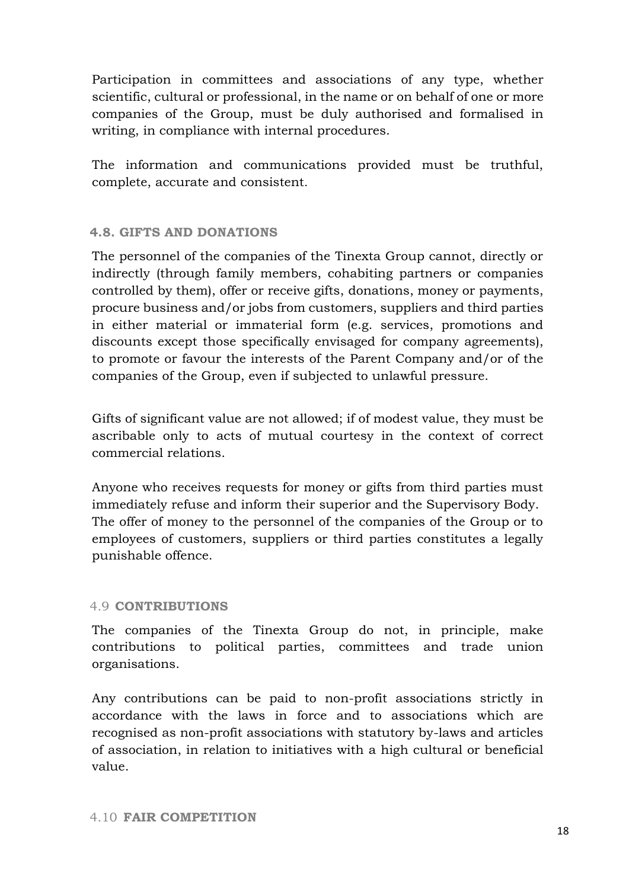Participation in committees and associations of any type, whether scientific, cultural or professional, in the name or on behalf of one or more companies of the Group, must be duly authorised and formalised in writing, in compliance with internal procedures.

The information and communications provided must be truthful, complete, accurate and consistent.

### 4.8. GIFTS AND DONATIONS

The personnel of the companies of the Tinexta Group cannot, directly or indirectly (through family members, cohabiting partners or companies controlled by them), offer or receive gifts, donations, money or payments, procure business and/or jobs from customers, suppliers and third parties in either material or immaterial form (e.g. services, promotions and discounts except those specifically envisaged for company agreements), to promote or favour the interests of the Parent Company and/or of the companies of the Group, even if subjected to unlawful pressure.

Gifts of significant value are not allowed; if of modest value, they must be ascribable only to acts of mutual courtesy in the context of correct commercial relations.

Anyone who receives requests for money or gifts from third parties must immediately refuse and inform their superior and the Supervisory Body. The offer of money to the personnel of the companies of the Group or to employees of customers, suppliers or third parties constitutes a legally punishable offence.

### 4.9 CONTRIBUTIONS

The companies of the Tinexta Group do not, in principle, make contributions to political parties, committees and trade union organisations.

Any contributions can be paid to non-profit associations strictly in accordance with the laws in force and to associations which are recognised as non-profit associations with statutory by-laws and articles of association, in relation to initiatives with a high cultural or beneficial value.

### 4.10 FAIR COMPETITION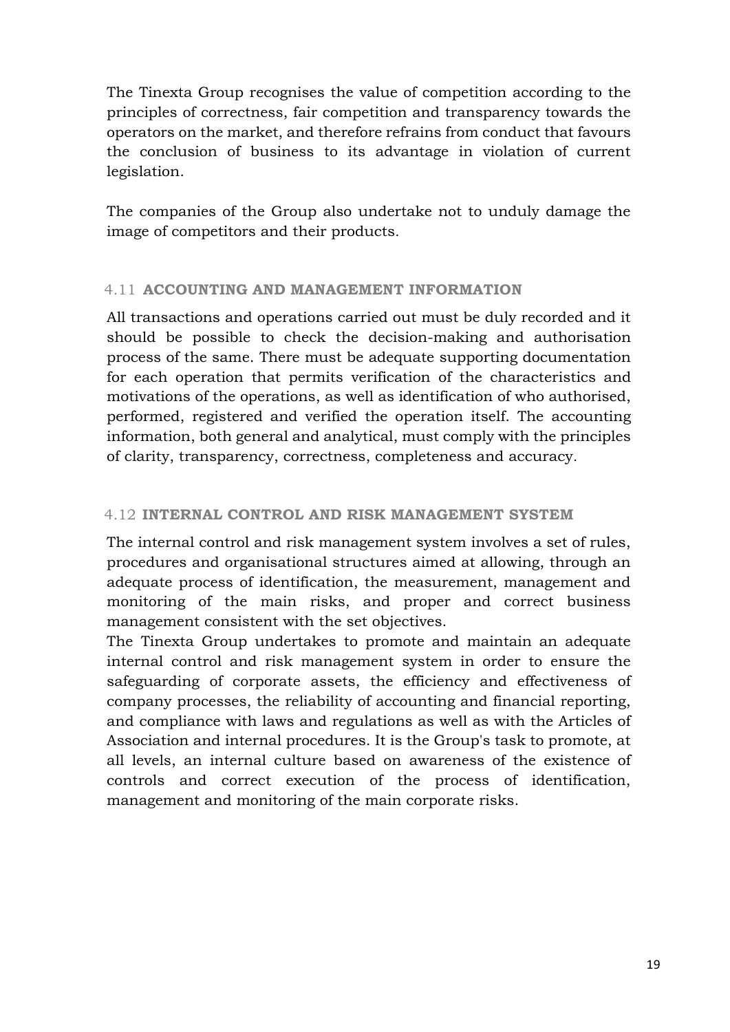The Tinexta Group recognises the value of competition according to the principles of correctness, fair competition and transparency towards the operators on the market, and therefore refrains from conduct that favours the conclusion of business to its advantage in violation of current legislation.

The companies of the Group also undertake not to unduly damage the image of competitors and their products.

### 4.11 **ACCOUNTING AND MANAGEMENT INFORMATION**

All transactions and operations carried out must be duly recorded and it should be possible to check the decision-making and authorisation process of the same. There must be adequate supporting documentation for each operation that permits verification of the characteristics and motivations of the operations, as well as identification of who authorised, performed, registered and verified the operation itself. The accounting information, both general and analytical, must comply with the principles of clarity, transparency, correctness, completeness and accuracy.

### 4.12 **INTERNAL CONTROL AND RISK MANAGEMENT SYSTEM**

The internal control and risk management system involves a set of rules, procedures and organisational structures aimed at allowing, through an adequate process of identification, the measurement, management and monitoring of the main risks, and proper and correct business management consistent with the set objectives.
The Tinexta Group undertakes to promote and maintain an adequate internal control and risk management system in order to ensure the safeguarding of corporate assets, the efficiency and effectiveness of company processes, the reliability of accounting and financial reporting, and compliance with laws and regulations as well as with the Articles of Association and internal procedures. It is the Group's task to promote, at all levels, an internal culture based on awareness of the existence of controls and correct execution of the process of identification, management and monitoring of the main corporate risks.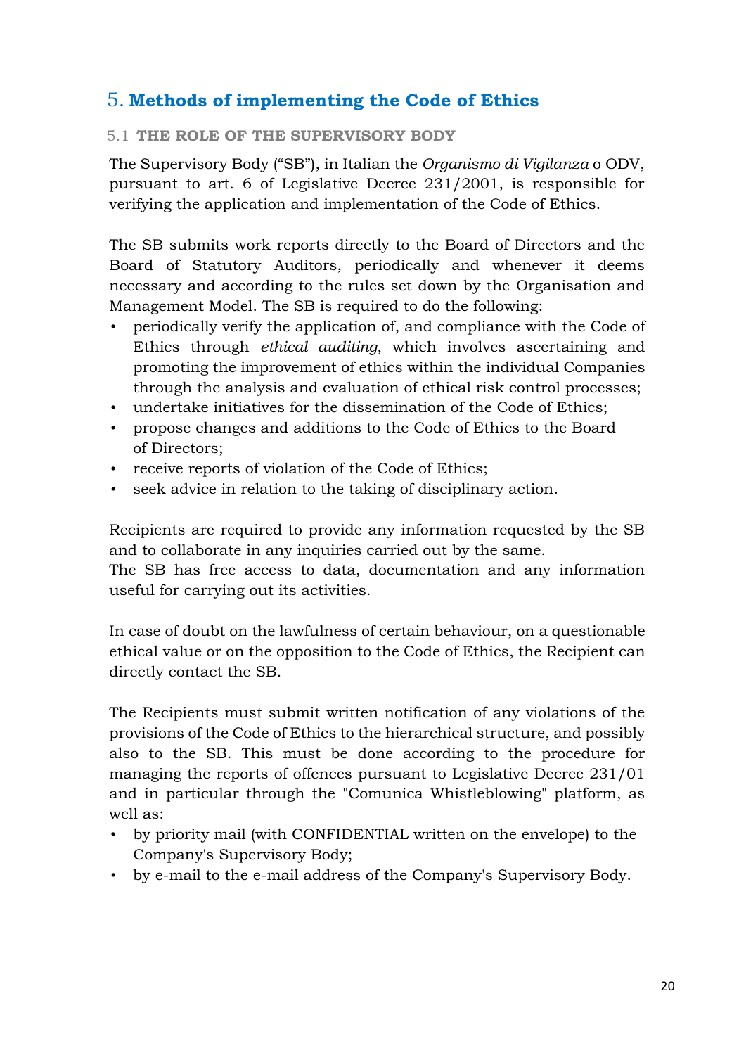# 5. **Methods of implementing the Code of Ethics**

## 5.1 **THE ROLE OF THE SUPERVISORY BODY**

The Supervisory Body ("SB"), in Italian the *Organismo di Vigilanza* o ODV, pursuant to art. 6 of Legislative Decree 231/2001, is responsible for verifying the application and implementation of the Code of Ethics.

The SB submits work reports directly to the Board of Directors and the Board of Statutory Auditors, periodically and whenever it deems necessary and according to the rules set down by the Organisation and Management Model. The SB is required to do the following:

- periodically verify the application of, and compliance with the Code of Ethics through *ethical auditing*, which involves ascertaining and promoting the improvement of ethics within the individual Companies through the analysis and evaluation of ethical risk control processes;
- undertake initiatives for the dissemination of the Code of Ethics;
- propose changes and additions to the Code of Ethics to the Board of Directors;
- receive reports of violation of the Code of Ethics;
- seek advice in relation to the taking of disciplinary action.

Recipients are required to provide any information requested by the SB and to collaborate in any inquiries carried out by the same.
The SB has free access to data, documentation and any information useful for carrying out its activities.

In case of doubt on the lawfulness of certain behaviour, on a questionable ethical value or on the opposition to the Code of Ethics, the Recipient can directly contact the SB.

The Recipients must submit written notification of any violations of the provisions of the Code of Ethics to the hierarchical structure, and possibly also to the SB. This must be done according to the procedure for managing the reports of offences pursuant to Legislative Decree 231/01 and in particular through the "Comunica Whistleblowing" platform, as well as:

- by priority mail (with CONFIDENTIAL written on the envelope) to the Company's Supervisory Body;
- by e-mail to the e-mail address of the Company's Supervisory Body.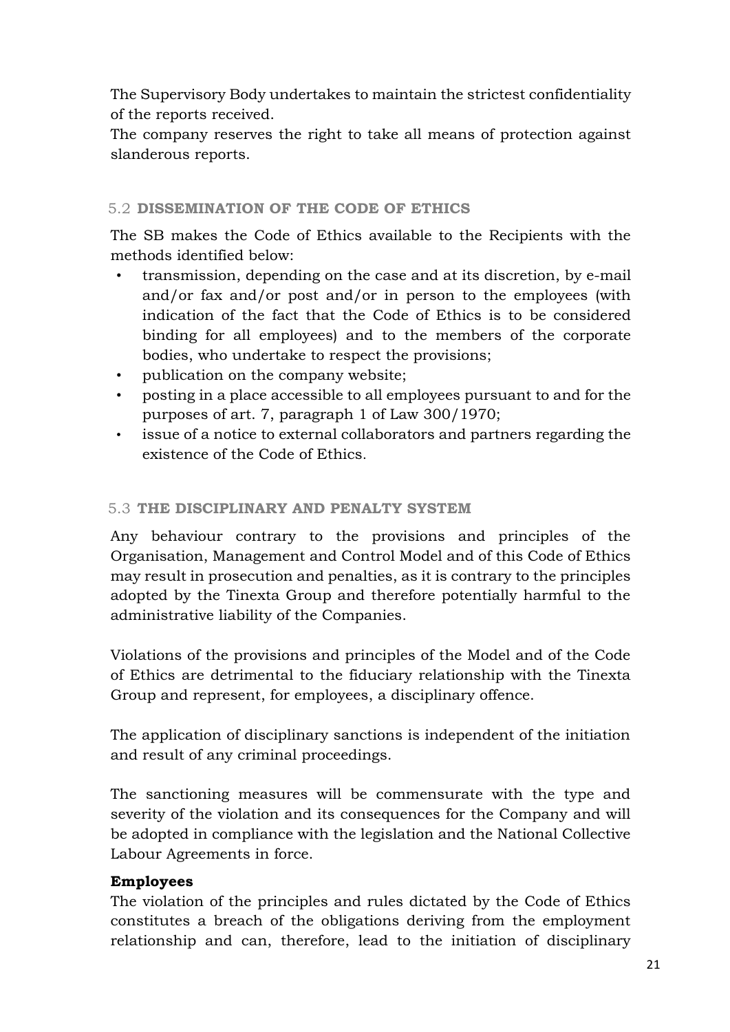The Supervisory Body undertakes to maintain the strictest confidentiality of the reports received.
The company reserves the right to take all means of protection against slanderous reports.

### 5.2 DISSEMINATION OF THE CODE OF ETHICS

The SB makes the Code of Ethics available to the Recipients with the methods identified below:

- transmission, depending on the case and at its discretion, by e-mail and/or fax and/or post and/or in person to the employees (with indication of the fact that the Code of Ethics is to be considered binding for all employees) and to the members of the corporate bodies, who undertake to respect the provisions;
- publication on the company website;
- posting in a place accessible to all employees pursuant to and for the purposes of art. 7, paragraph 1 of Law 300/1970;
- issue of a notice to external collaborators and partners regarding the existence of the Code of Ethics.

### 5.3 THE DISCIPLINARY AND PENALTY SYSTEM

Any behaviour contrary to the provisions and principles of the Organisation, Management and Control Model and of this Code of Ethics may result in prosecution and penalties, as it is contrary to the principles adopted by the Tinexta Group and therefore potentially harmful to the administrative liability of the Companies.

Violations of the provisions and principles of the Model and of the Code of Ethics are detrimental to the fiduciary relationship with the Tinexta Group and represent, for employees, a disciplinary offence.

The application of disciplinary sanctions is independent of the initiation and result of any criminal proceedings.

The sanctioning measures will be commensurate with the type and severity of the violation and its consequences for the Company and will be adopted in compliance with the legislation and the National Collective Labour Agreements in force.

**Employees**
The violation of the principles and rules dictated by the Code of Ethics constitutes a breach of the obligations deriving from the employment relationship and can, therefore, lead to the initiation of disciplinary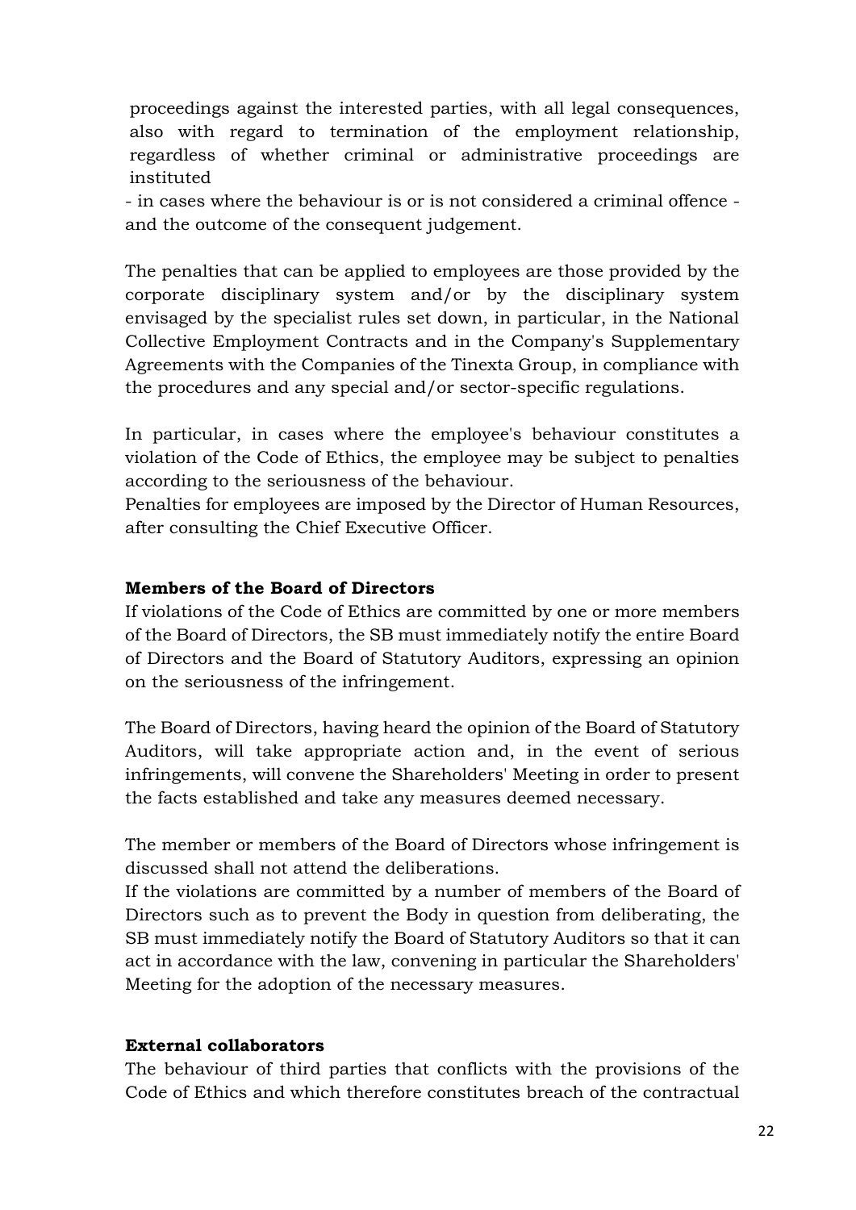proceedings against the interested parties, with all legal consequences, also with regard to termination of the employment relationship, regardless of whether criminal or administrative proceedings are instituted

- in cases where the behaviour is or is not considered a criminal offence - and the outcome of the consequent judgement.

The penalties that can be applied to employees are those provided by the corporate disciplinary system and/or by the disciplinary system envisaged by the specialist rules set down, in particular, in the National Collective Employment Contracts and in the Company's Supplementary Agreements with the Companies of the Tinexta Group, in compliance with the procedures and any special and/or sector-specific regulations.

In particular, in cases where the employee's behaviour constitutes a violation of the Code of Ethics, the employee may be subject to penalties according to the seriousness of the behaviour.
Penalties for employees are imposed by the Director of Human Resources, after consulting the Chief Executive Officer.

**Members of the Board of Directors**
If violations of the Code of Ethics are committed by one or more members of the Board of Directors, the SB must immediately notify the entire Board of Directors and the Board of Statutory Auditors, expressing an opinion on the seriousness of the infringement.

The Board of Directors, having heard the opinion of the Board of Statutory Auditors, will take appropriate action and, in the event of serious infringements, will convene the Shareholders' Meeting in order to present the facts established and take any measures deemed necessary.

The member or members of the Board of Directors whose infringement is discussed shall not attend the deliberations.
If the violations are committed by a number of members of the Board of Directors such as to prevent the Body in question from deliberating, the SB must immediately notify the Board of Statutory Auditors so that it can act in accordance with the law, convening in particular the Shareholders' Meeting for the adoption of the necessary measures.

**External collaborators**
The behaviour of third parties that conflicts with the provisions of the Code of Ethics and which therefore constitutes breach of the contractual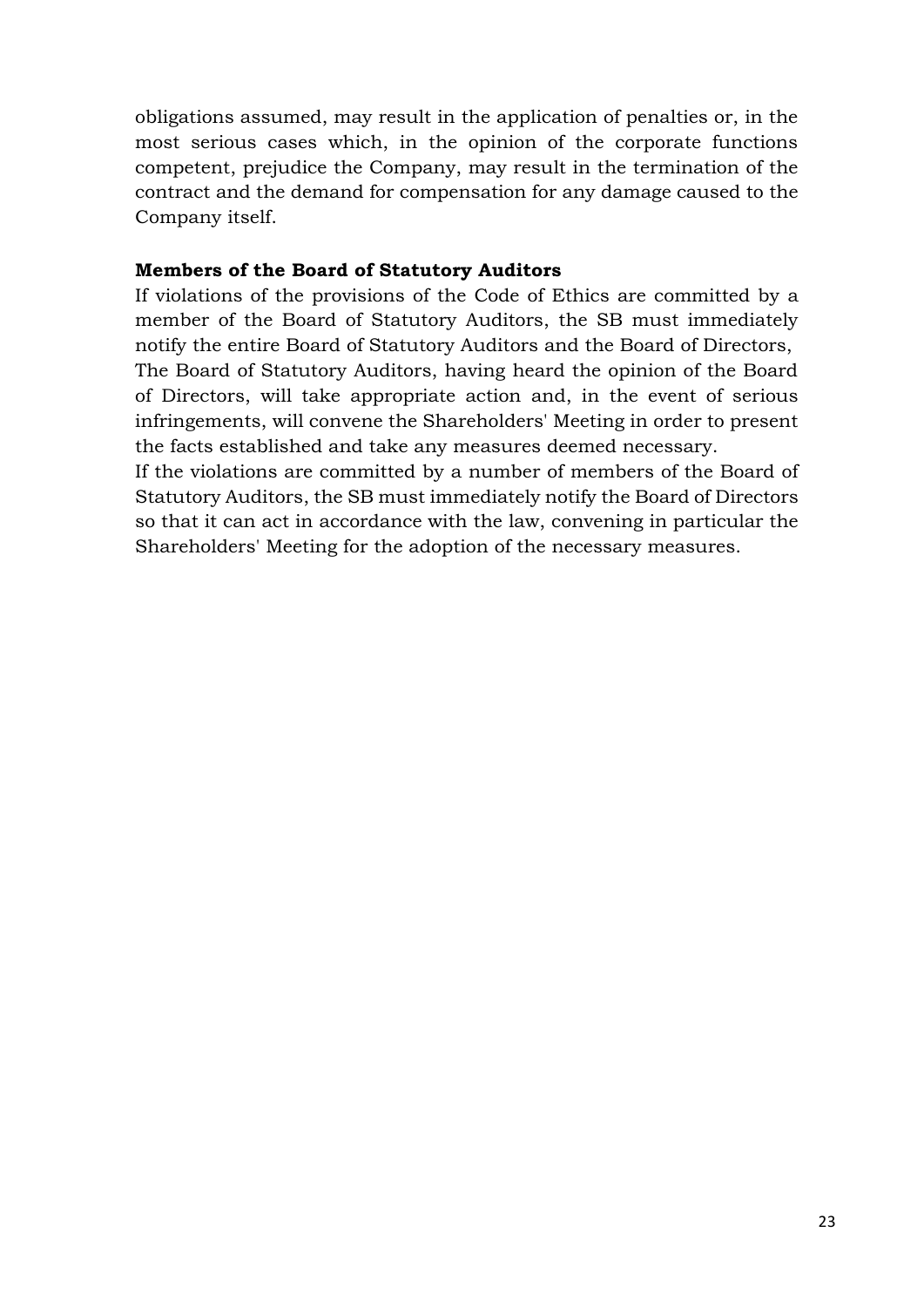obligations assumed, may result in the application of penalties or, in the most serious cases which, in the opinion of the corporate functions competent, prejudice the Company, may result in the termination of the contract and the demand for compensation for any damage caused to the Company itself.

**Members of the Board of Statutory Auditors**

If violations of the provisions of the Code of Ethics are committed by a member of the Board of Statutory Auditors, the SB must immediately notify the entire Board of Statutory Auditors and the Board of Directors,

The Board of Statutory Auditors, having heard the opinion of the Board of Directors, will take appropriate action and, in the event of serious infringements, will convene the Shareholders' Meeting in order to present the facts established and take any measures deemed necessary.

If the violations are committed by a number of members of the Board of Statutory Auditors, the SB must immediately notify the Board of Directors so that it can act in accordance with the law, convening in particular the Shareholders' Meeting for the adoption of the necessary measures.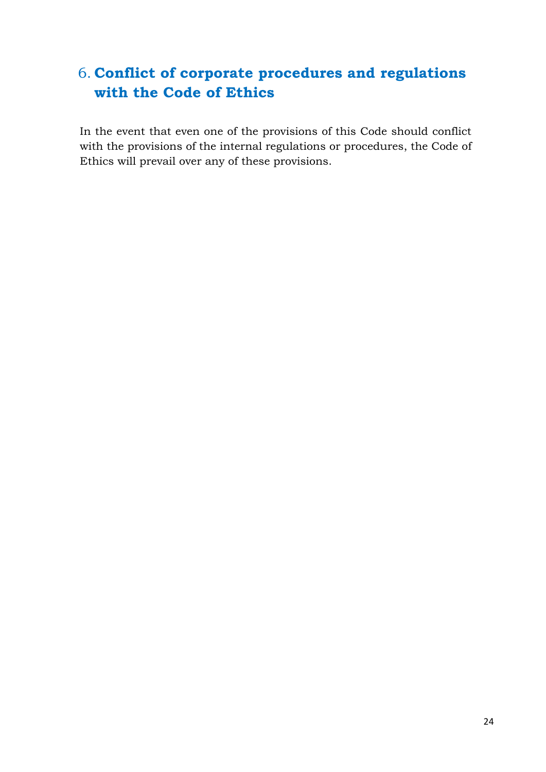## 6. Conflict of corporate procedures and regulations with the Code of Ethics

In the event that even one of the provisions of this Code should conflict with the provisions of the internal regulations or procedures, the Code of Ethics will prevail over any of these provisions.